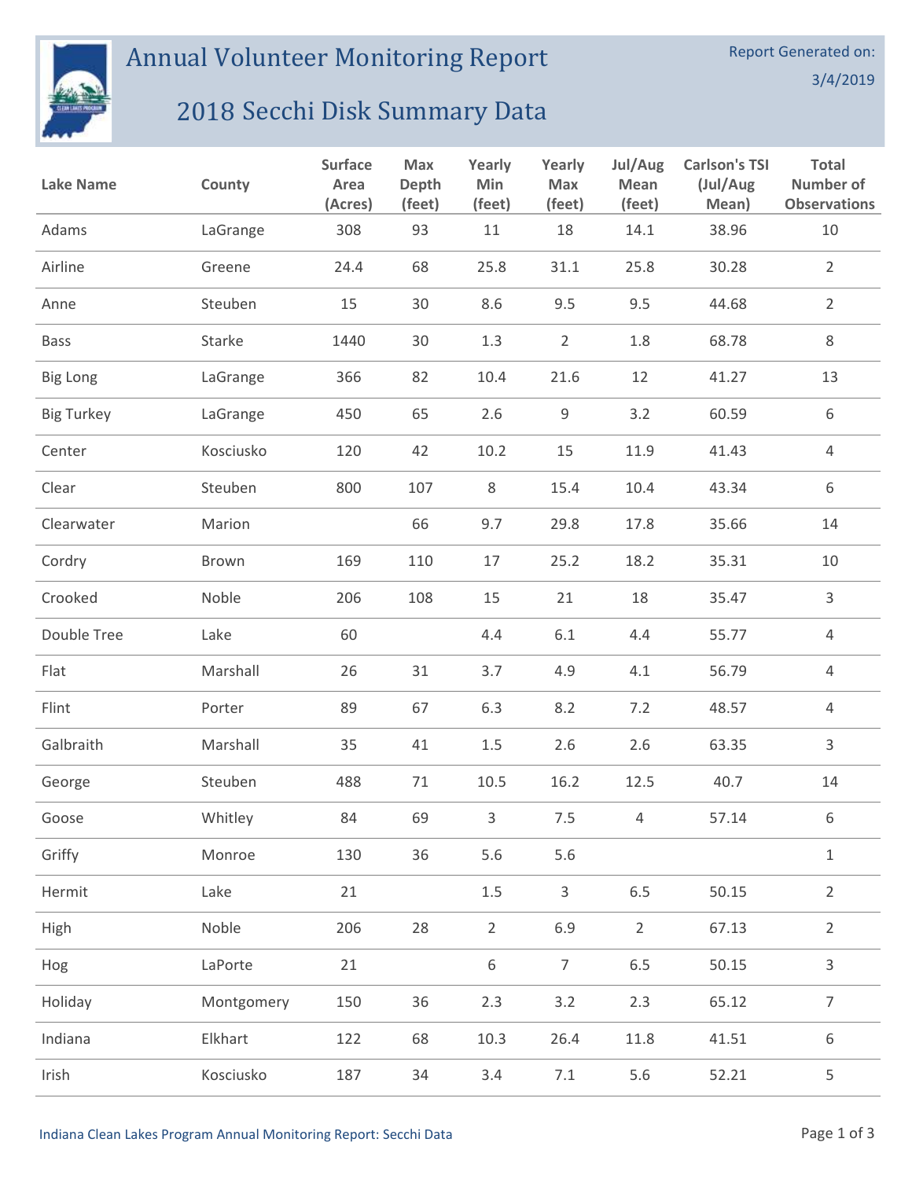# Annual Volunteer Monitoring Report

## 2018 Secchi Disk Summary Data

Report Generated on: 3/4/2019

| Lake Name | County | Surface Area (Acres) | Max Depth (feet) | Yearly Min (feet) | Yearly Max (feet) | Jul/Aug Mean (feet) | Carlson's TSI (Jul/Aug Mean) | Total Number of Observations |
|---|---|---|---|---|---|---|---|---|
| Adams | LaGrange | 308 | 93 | 11 | 18 | 14.1 | 38.96 | 10 |
| Airline | Greene | 24.4 | 68 | 25.8 | 31.1 | 25.8 | 30.28 | 2 |
| Anne | Steuben | 15 | 30 | 8.6 | 9.5 | 9.5 | 44.68 | 2 |
| Bass | Starke | 1440 | 30 | 1.3 | 2 | 1.8 | 68.78 | 8 |
| Big Long | LaGrange | 366 | 82 | 10.4 | 21.6 | 12 | 41.27 | 13 |
| Big Turkey | LaGrange | 450 | 65 | 2.6 | 9 | 3.2 | 60.59 | 6 |
| Center | Kosciusko | 120 | 42 | 10.2 | 15 | 11.9 | 41.43 | 4 |
| Clear | Steuben | 800 | 107 | 8 | 15.4 | 10.4 | 43.34 | 6 |
| Clearwater | Marion | | 66 | 9.7 | 29.8 | 17.8 | 35.66 | 14 |
| Cordry | Brown | 169 | 110 | 17 | 25.2 | 18.2 | 35.31 | 10 |
| Crooked | Noble | 206 | 108 | 15 | 21 | 18 | 35.47 | 3 |
| Double Tree | Lake | 60 | | 4.4 | 6.1 | 4.4 | 55.77 | 4 |
| Flat | Marshall | 26 | 31 | 3.7 | 4.9 | 4.1 | 56.79 | 4 |
| Flint | Porter | 89 | 67 | 6.3 | 8.2 | 7.2 | 48.57 | 4 |
| Galbraith | Marshall | 35 | 41 | 1.5 | 2.6 | 2.6 | 63.35 | 3 |
| George | Steuben | 488 | 71 | 10.5 | 16.2 | 12.5 | 40.7 | 14 |
| Goose | Whitley | 84 | 69 | 3 | 7.5 | 4 | 57.14 | 6 |
| Griffy | Monroe | 130 | 36 | 5.6 | 5.6 | | | 1 |
| Hermit | Lake | 21 | | 1.5 | 3 | 6.5 | 50.15 | 2 |
| High | Noble | 206 | 28 | 2 | 6.9 | 2 | 67.13 | 2 |
| Hog | LaPorte | 21 | | 6 | 7 | 6.5 | 50.15 | 3 |
| Holiday | Montgomery | 150 | 36 | 2.3 | 3.2 | 2.3 | 65.12 | 7 |
| Indiana | Elkhart | 122 | 68 | 10.3 | 26.4 | 11.8 | 41.51 | 6 |
| Irish | Kosciusko | 187 | 34 | 3.4 | 7.1 | 5.6 | 52.21 | 5 |

Indiana Clean Lakes Program Annual Monitoring Report: Secchi Data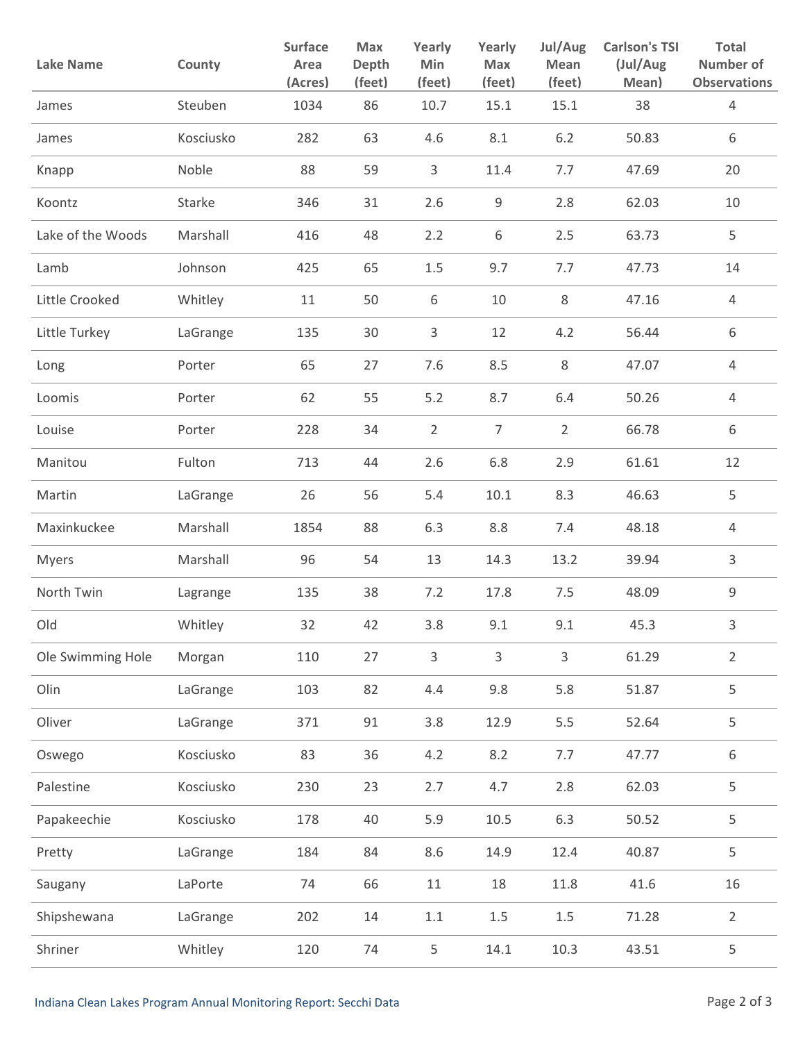| Lake Name | County | Surface Area (Acres) | Max Depth (feet) | Yearly Min (feet) | Yearly Max (feet) | Jul/Aug Mean (feet) | Carlson's TSI (Jul/Aug Mean) | Total Number of Observations |
|---|---|---|---|---|---|---|---|---|
| James | Steuben | 1034 | 86 | 10.7 | 15.1 | 15.1 | 38 | 4 |
| James | Kosciusko | 282 | 63 | 4.6 | 8.1 | 6.2 | 50.83 | 6 |
| Knapp | Noble | 88 | 59 | 3 | 11.4 | 7.7 | 47.69 | 20 |
| Koontz | Starke | 346 | 31 | 2.6 | 9 | 2.8 | 62.03 | 10 |
| Lake of the Woods | Marshall | 416 | 48 | 2.2 | 6 | 2.5 | 63.73 | 5 |
| Lamb | Johnson | 425 | 65 | 1.5 | 9.7 | 7.7 | 47.73 | 14 |
| Little Crooked | Whitley | 11 | 50 | 6 | 10 | 8 | 47.16 | 4 |
| Little Turkey | LaGrange | 135 | 30 | 3 | 12 | 4.2 | 56.44 | 6 |
| Long | Porter | 65 | 27 | 7.6 | 8.5 | 8 | 47.07 | 4 |
| Loomis | Porter | 62 | 55 | 5.2 | 8.7 | 6.4 | 50.26 | 4 |
| Louise | Porter | 228 | 34 | 2 | 7 | 2 | 66.78 | 6 |
| Manitou | Fulton | 713 | 44 | 2.6 | 6.8 | 2.9 | 61.61 | 12 |
| Martin | LaGrange | 26 | 56 | 5.4 | 10.1 | 8.3 | 46.63 | 5 |
| Maxinkuckee | Marshall | 1854 | 88 | 6.3 | 8.8 | 7.4 | 48.18 | 4 |
| Myers | Marshall | 96 | 54 | 13 | 14.3 | 13.2 | 39.94 | 3 |
| North Twin | Lagrange | 135 | 38 | 7.2 | 17.8 | 7.5 | 48.09 | 9 |
| Old | Whitley | 32 | 42 | 3.8 | 9.1 | 9.1 | 45.3 | 3 |
| Ole Swimming Hole | Morgan | 110 | 27 | 3 | 3 | 3 | 61.29 | 2 |
| Olin | LaGrange | 103 | 82 | 4.4 | 9.8 | 5.8 | 51.87 | 5 |
| Oliver | LaGrange | 371 | 91 | 3.8 | 12.9 | 5.5 | 52.64 | 5 |
| Oswego | Kosciusko | 83 | 36 | 4.2 | 8.2 | 7.7 | 47.77 | 6 |
| Palestine | Kosciusko | 230 | 23 | 2.7 | 4.7 | 2.8 | 62.03 | 5 |
| Papakeechie | Kosciusko | 178 | 40 | 5.9 | 10.5 | 6.3 | 50.52 | 5 |
| Pretty | LaGrange | 184 | 84 | 8.6 | 14.9 | 12.4 | 40.87 | 5 |
| Saugany | LaPorte | 74 | 66 | 11 | 18 | 11.8 | 41.6 | 16 |
| Shipshewana | LaGrange | 202 | 14 | 1.1 | 1.5 | 1.5 | 71.28 | 2 |
| Shriner | Whitley | 120 | 74 | 5 | 14.1 | 10.3 | 43.51 | 5 |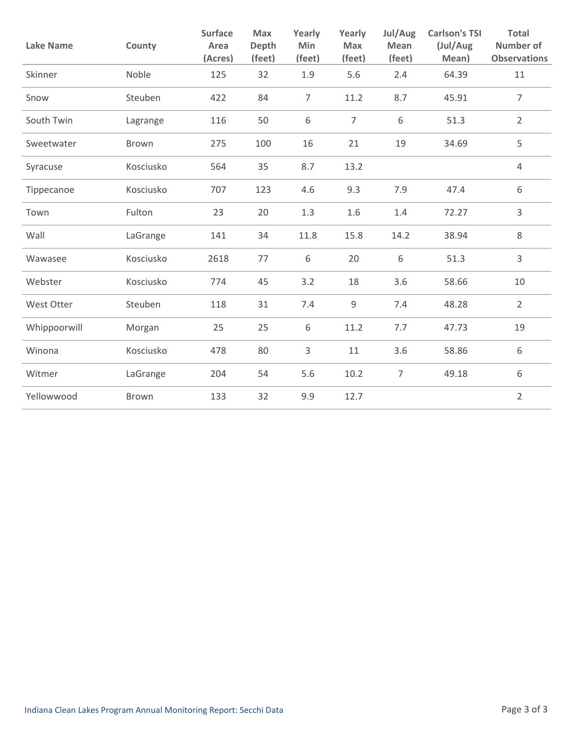| Lake Name | County | Surface Area (Acres) | Max Depth (feet) | Yearly Min (feet) | Yearly Max (feet) | Jul/Aug Mean (feet) | Carlson's TSI (Jul/Aug Mean) | Total Number of Observations |
|---|---|---|---|---|---|---|---|---|
| Skinner | Noble | 125 | 32 | 1.9 | 5.6 | 2.4 | 64.39 | 11 |
| Snow | Steuben | 422 | 84 | 7 | 11.2 | 8.7 | 45.91 | 7 |
| South Twin | Lagrange | 116 | 50 | 6 | 7 | 6 | 51.3 | 2 |
| Sweetwater | Brown | 275 | 100 | 16 | 21 | 19 | 34.69 | 5 |
| Syracuse | Kosciusko | 564 | 35 | 8.7 | 13.2 | | | 4 |
| Tippecanoe | Kosciusko | 707 | 123 | 4.6 | 9.3 | 7.9 | 47.4 | 6 |
| Town | Fulton | 23 | 20 | 1.3 | 1.6 | 1.4 | 72.27 | 3 |
| Wall | LaGrange | 141 | 34 | 11.8 | 15.8 | 14.2 | 38.94 | 8 |
| Wawasee | Kosciusko | 2618 | 77 | 6 | 20 | 6 | 51.3 | 3 |
| Webster | Kosciusko | 774 | 45 | 3.2 | 18 | 3.6 | 58.66 | 10 |
| West Otter | Steuben | 118 | 31 | 7.4 | 9 | 7.4 | 48.28 | 2 |
| Whippoorwill | Morgan | 25 | 25 | 6 | 11.2 | 7.7 | 47.73 | 19 |
| Winona | Kosciusko | 478 | 80 | 3 | 11 | 3.6 | 58.86 | 6 |
| Witmer | LaGrange | 204 | 54 | 5.6 | 10.2 | 7 | 49.18 | 6 |
| Yellowwood | Brown | 133 | 32 | 9.9 | 12.7 | | | 2 |